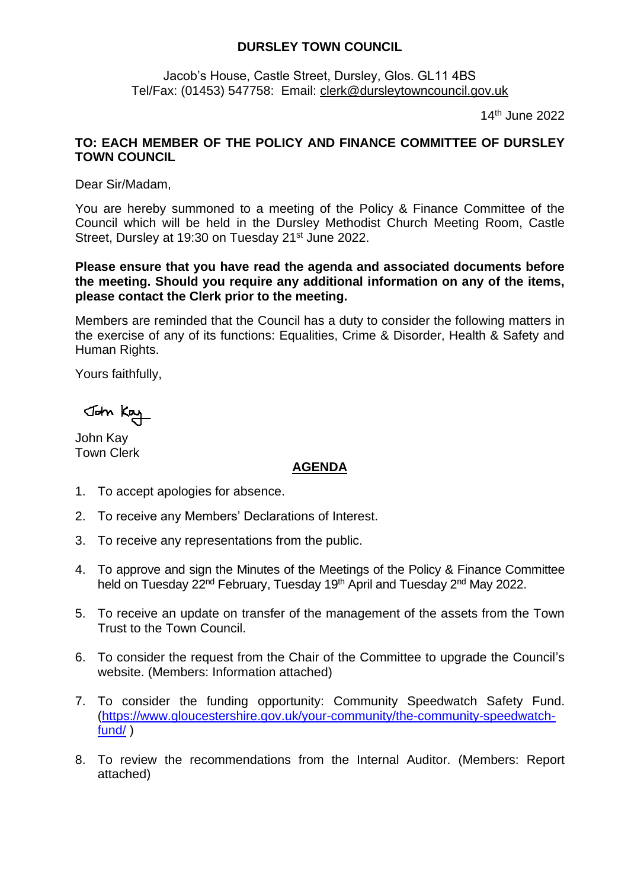# DURSLEY TOWN COUNCIL

Jacob's House, Castle Street, Dursley, Glos. GL11 4BS
Tel/Fax: (01453) 547758: Email: clerk@dursleytowncouncil.gov.uk

14th June 2022

**TO: EACH MEMBER OF THE POLICY AND FINANCE COMMITTEE OF DURSLEY TOWN COUNCIL**

Dear Sir/Madam,

You are hereby summoned to a meeting of the Policy & Finance Committee of the Council which will be held in the Dursley Methodist Church Meeting Room, Castle Street, Dursley at 19:30 on Tuesday 21st June 2022.

**Please ensure that you have read the agenda and associated documents before the meeting. Should you require any additional information on any of the items, please contact the Clerk prior to the meeting.**

Members are reminded that the Council has a duty to consider the following matters in the exercise of any of its functions: Equalities, Crime & Disorder, Health & Safety and Human Rights.

Yours faithfully,

John Kay

John Kay
Town Clerk

## AGENDA

1. To accept apologies for absence.
2. To receive any Members' Declarations of Interest.
3. To receive any representations from the public.
4. To approve and sign the Minutes of the Meetings of the Policy & Finance Committee held on Tuesday 22nd February, Tuesday 19th April and Tuesday 2nd May 2022.
5. To receive an update on transfer of the management of the assets from the Town Trust to the Town Council.
6. To consider the request from the Chair of the Committee to upgrade the Council's website. (Members: Information attached)
7. To consider the funding opportunity: Community Speedwatch Safety Fund. (https://www.gloucestershire.gov.uk/your-community/the-community-speedwatch-fund/ )
8. To review the recommendations from the Internal Auditor. (Members: Report attached)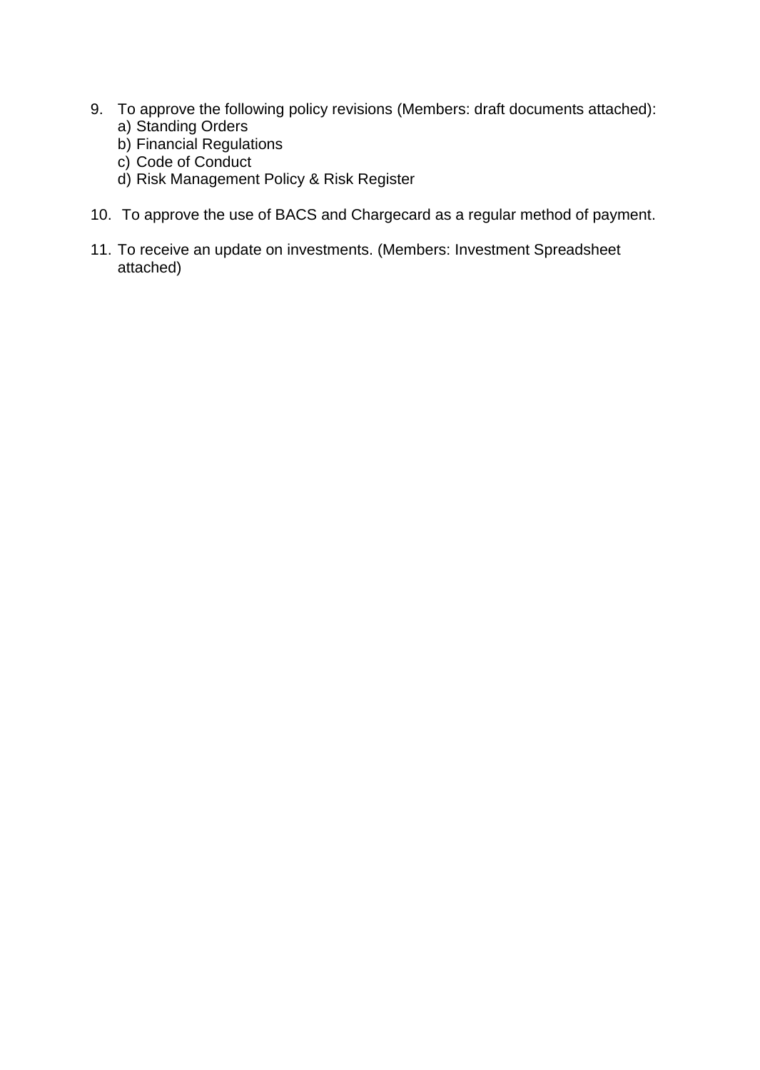9. To approve the following policy revisions (Members: draft documents attached):
   a) Standing Orders
   b) Financial Regulations
   c) Code of Conduct
   d) Risk Management Policy & Risk Register

10. To approve the use of BACS and Chargecard as a regular method of payment.

11. To receive an update on investments. (Members: Investment Spreadsheet attached)